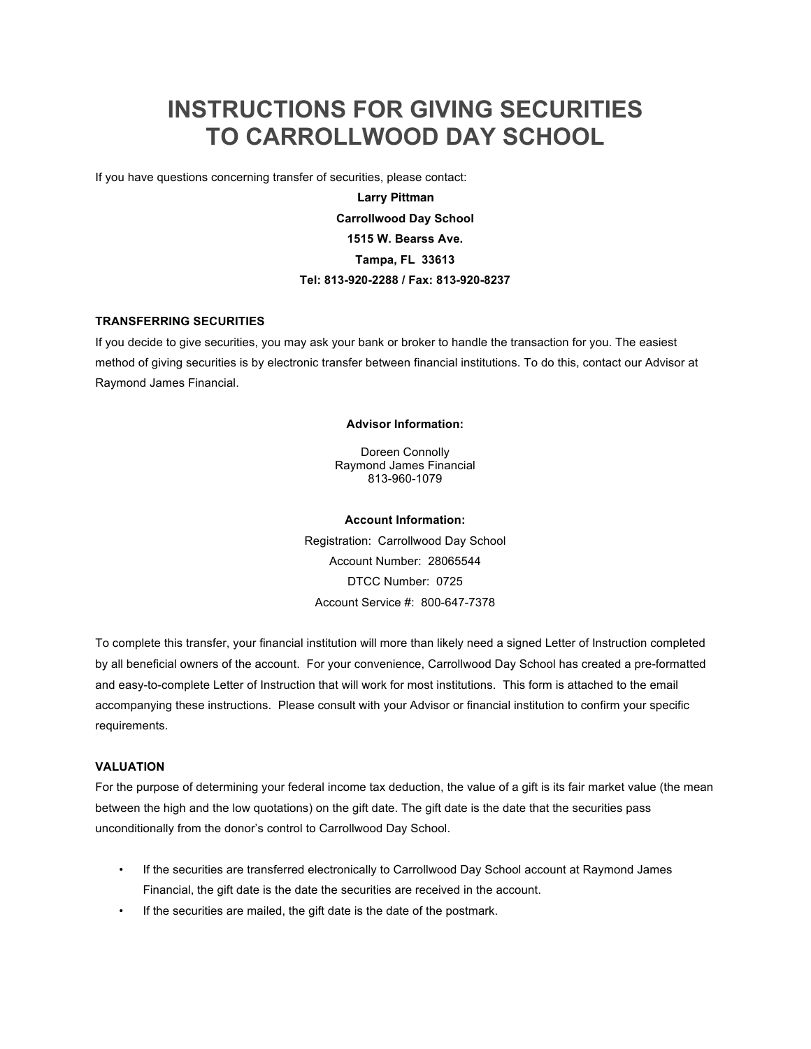# INSTRUCTIONS FOR GIVING SECURITIES TO CARROLLWOOD DAY SCHOOL

If you have questions concerning transfer of securities, please contact:

**Larry Pittman**
**Carrollwood Day School**
**1515 W. Bearss Ave.**
**Tampa, FL 33613**
**Tel: 813-920-2288 / Fax: 813-920-8237**

### TRANSFERRING SECURITIES

If you decide to give securities, you may ask your bank or broker to handle the transaction for you. The easiest method of giving securities is by electronic transfer between financial institutions. To do this, contact our Advisor at Raymond James Financial.

**Advisor Information:**

Doreen Connolly
Raymond James Financial
813-960-1079

**Account Information:**

Registration: Carrollwood Day School
Account Number: 28065544
DTCC Number: 0725
Account Service #: 800-647-7378

To complete this transfer, your financial institution will more than likely need a signed Letter of Instruction completed by all beneficial owners of the account. For your convenience, Carrollwood Day School has created a pre-formatted and easy-to-complete Letter of Instruction that will work for most institutions. This form is attached to the email accompanying these instructions. Please consult with your Advisor or financial institution to confirm your specific requirements.

### VALUATION

For the purpose of determining your federal income tax deduction, the value of a gift is its fair market value (the mean between the high and the low quotations) on the gift date. The gift date is the date that the securities pass unconditionally from the donor's control to Carrollwood Day School.

- If the securities are transferred electronically to Carrollwood Day School account at Raymond James Financial, the gift date is the date the securities are received in the account.
- If the securities are mailed, the gift date is the date of the postmark.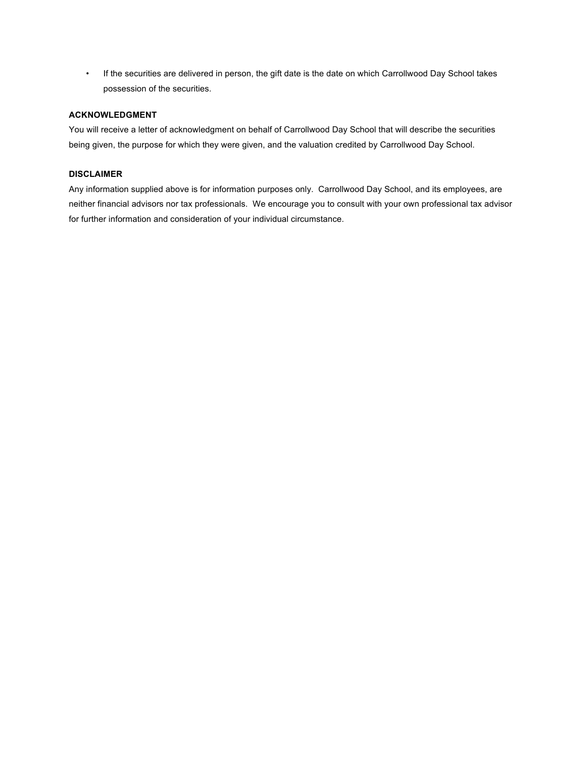- If the securities are delivered in person, the gift date is the date on which Carrollwood Day School takes possession of the securities.

**ACKNOWLEDGMENT**

You will receive a letter of acknowledgment on behalf of Carrollwood Day School that will describe the securities being given, the purpose for which they were given, and the valuation credited by Carrollwood Day School.

**DISCLAIMER**

Any information supplied above is for information purposes only. Carrollwood Day School, and its employees, are neither financial advisors nor tax professionals. We encourage you to consult with your own professional tax advisor for further information and consideration of your individual circumstance.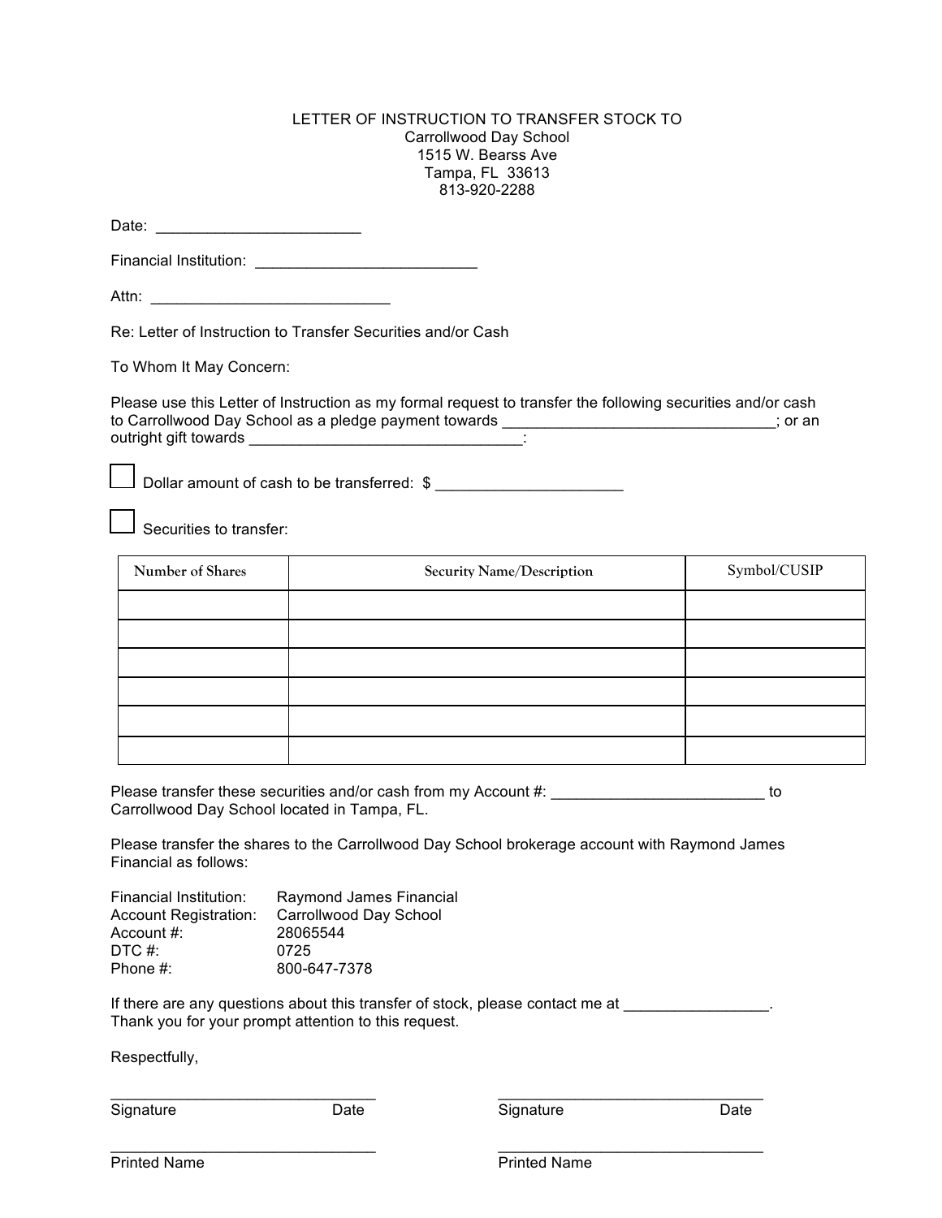LETTER OF INSTRUCTION TO TRANSFER STOCK TO
Carrollwood Day School
1515 W. Bearss Ave
Tampa, FL 33613
813-920-2288

Date: ________________________

Financial Institution: __________________________

Attn: ____________________________

Re: Letter of Instruction to Transfer Securities and/or Cash

To Whom It May Concern:

Please use this Letter of Instruction as my formal request to transfer the following securities and/or cash to Carrollwood Day School as a pledge payment towards ________________________________; or an outright gift towards ________________________________:

☐ Dollar amount of cash to be transferred: $ _____________________

☐ Securities to transfer:

| Number of Shares | Security Name/Description | Symbol/CUSIP |
| --- | --- | --- |
| | | |
| | | |
| | | |
| | | |
| | | |
| | | |

Please transfer these securities and/or cash from my Account #: _________________________ to Carrollwood Day School located in Tampa, FL.

Please transfer the shares to the Carrollwood Day School brokerage account with Raymond James Financial as follows:

Financial Institution: Raymond James Financial
Account Registration: Carrollwood Day School
Account #: 28065544
DTC #: 0725
Phone #: 800-647-7378

If there are any questions about this transfer of stock, please contact me at ________________.
Thank you for your prompt attention to this request.

Respectfully,

_______________________________
Signature Date

_______________________________
Printed Name

_______________________________
Signature Date

_______________________________
Printed Name